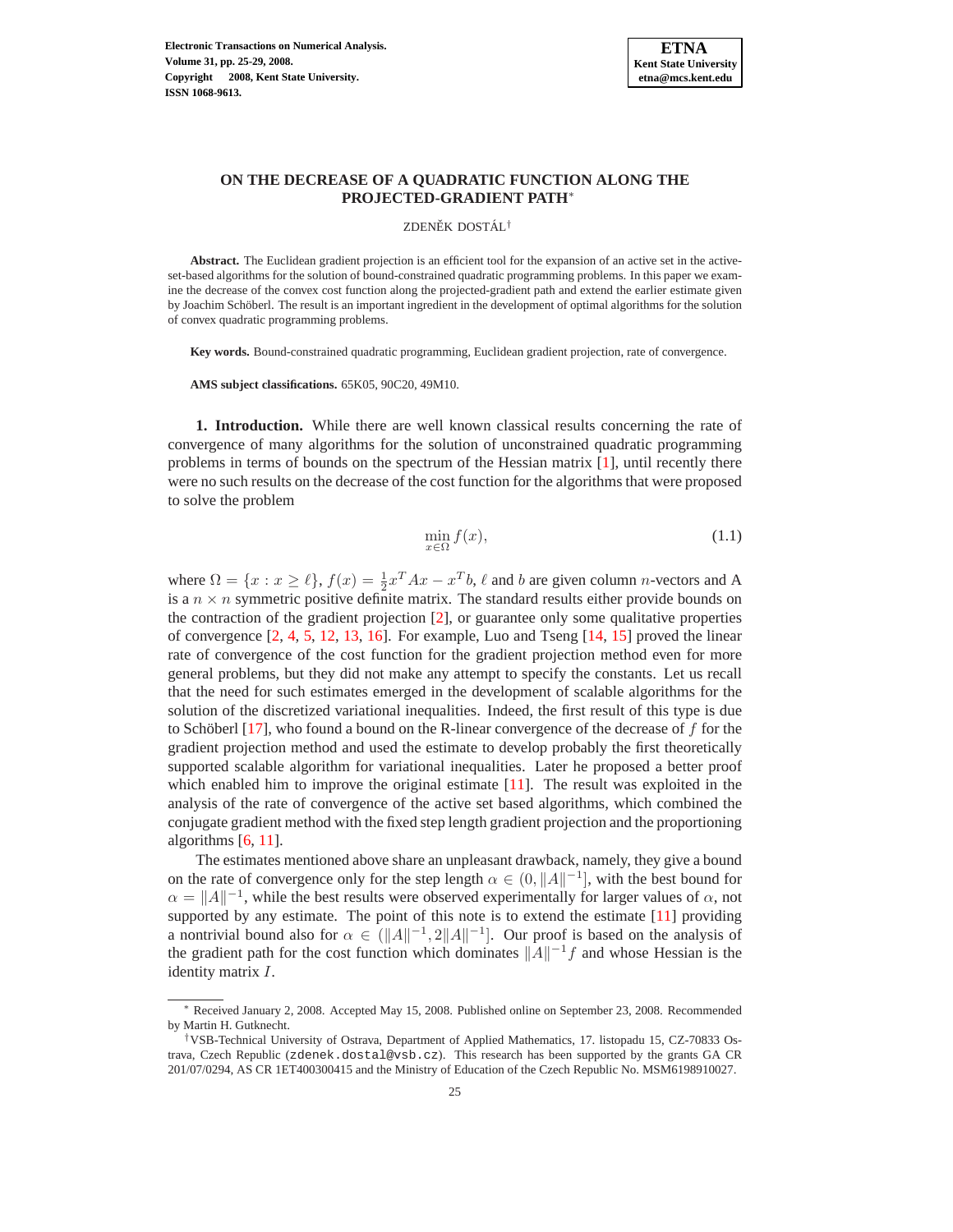# ON THE DECREASE OF A QUADRATIC FUNCTION ALONG THE PROJECTED-GRADIENT PATH*

ZDENĚK DOSTÁL†

**Abstract.** The Euclidean gradient projection is an efficient tool for the expansion of an active set in the active-set-based algorithms for the solution of bound-constrained quadratic programming problems. In this paper we examine the decrease of the convex cost function along the projected-gradient path and extend the earlier estimate given by Joachim Schöberl. The result is an important ingredient in the development of optimal algorithms for the solution of convex quadratic programming problems.

**Key words.** Bound-constrained quadratic programming, Euclidean gradient projection, rate of convergence.

**AMS subject classifications.** 65K05, 90C20, 49M10.

## 1. Introduction.

While there are well known classical results concerning the rate of convergence of many algorithms for the solution of unconstrained quadratic programming problems in terms of bounds on the spectrum of the Hessian matrix [1], until recently there were no such results on the decrease of the cost function for the algorithms that were proposed to solve the problem

$$\min_{x \in \Omega} f(x), \tag{1.1}$$

where $\Omega = \{x : x \geq \ell\}$, $f(x) = \frac{1}{2}x^T Ax - x^T b$, $\ell$ and $b$ are given column $n$-vectors and A is a $n \times n$ symmetric positive definite matrix. The standard results either provide bounds on the contraction of the gradient projection [2], or guarantee only some qualitative properties of convergence [2, 4, 5, 12, 13, 16]. For example, Luo and Tseng [14, 15] proved the linear rate of convergence of the cost function for the gradient projection method even for more general problems, but they did not make any attempt to specify the constants. Let us recall that the need for such estimates emerged in the development of scalable algorithms for the solution of the discretized variational inequalities. Indeed, the first result of this type is due to Schöberl [17], who found a bound on the R-linear convergence of the decrease of $f$ for the gradient projection method and used the estimate to develop probably the first theoretically supported scalable algorithm for variational inequalities. Later he proposed a better proof which enabled him to improve the original estimate [11]. The result was exploited in the analysis of the rate of convergence of the active set based algorithms, which combined the conjugate gradient method with the fixed step length gradient projection and the proportioning algorithms [6, 11].

The estimates mentioned above share an unpleasant drawback, namely, they give a bound on the rate of convergence only for the step length $\alpha \in (0, \|A\|^{-1}]$, with the best bound for $\alpha = \|A\|^{-1}$, while the best results were observed experimentally for larger values of $\alpha$, not supported by any estimate. The point of this note is to extend the estimate [11] providing a nontrivial bound also for $\alpha \in (\|A\|^{-1}, 2\|A\|^{-1}]$. Our proof is based on the analysis of the gradient path for the cost function which dominates $\|A\|^{-1}f$ and whose Hessian is the identity matrix $I$.

---

* Received January 2, 2008. Accepted May 15, 2008. Published online on September 23, 2008. Recommended by Martin H. Gutknecht.

†VSB-Technical University of Ostrava, Department of Applied Mathematics, 17. listopadu 15, CZ-70833 Ostrava, Czech Republic (zdenek.dostal@vsb.cz). This research has been supported by the grants GA CR 201/07/0294, AS CR 1ET400300415 and the Ministry of Education of the Czech Republic No. MSM6198910027.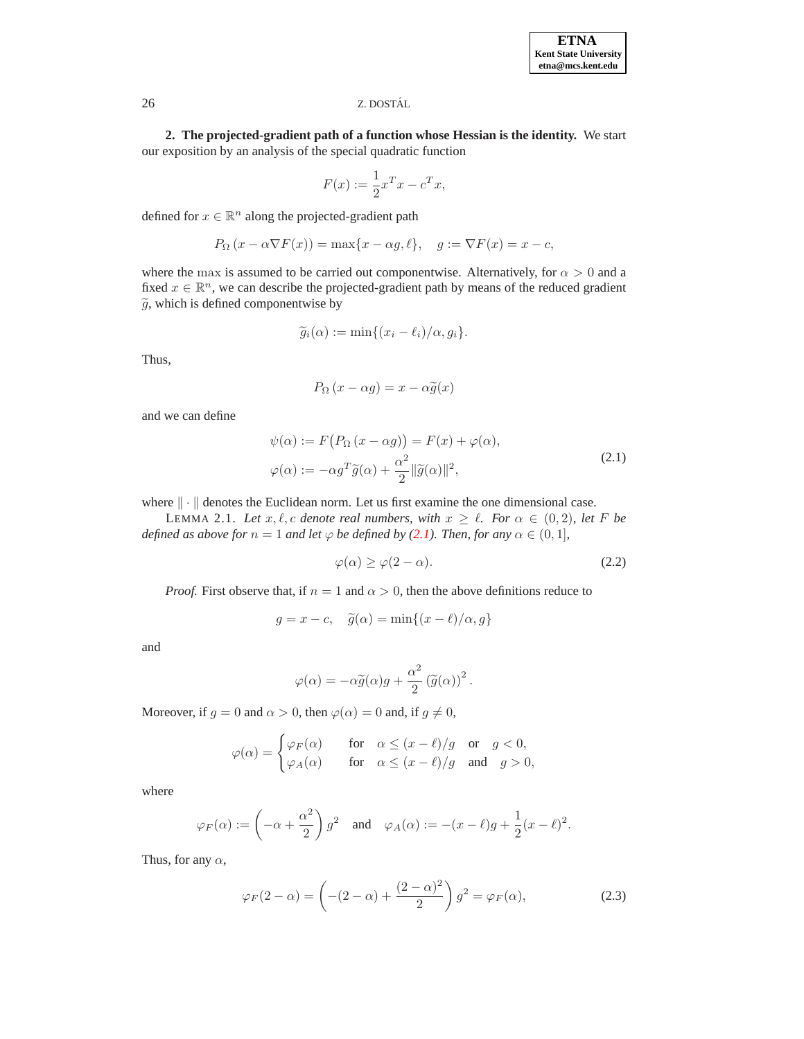**2. The projected-gradient path of a function whose Hessian is the identity.** We start our exposition by an analysis of the special quadratic function

$$F(x) := \frac{1}{2}x^T x - c^T x,$$

defined for $x \in \mathbb{R}^n$ along the projected-gradient path

$$P_\Omega\left(x - \alpha \nabla F(x)\right) = \max\{x - \alpha g, \ell\}, \quad g := \nabla F(x) = x - c,$$

where the max is assumed to be carried out componentwise. Alternatively, for $\alpha > 0$ and a fixed $x \in \mathbb{R}^n$, we can describe the projected-gradient path by means of the reduced gradient $\widetilde{g}$, which is defined componentwise by

$$\widetilde{g}_i(\alpha) := \min\{(x_i - \ell_i)/\alpha, g_i\}.$$

Thus,

$$P_\Omega\left(x - \alpha g\right) = x - \alpha \widetilde{g}(x)$$

and we can define

$$\begin{aligned}
\psi(\alpha) &:= F\big(P_\Omega\left(x - \alpha g\right)\big) = F(x) + \varphi(\alpha), \\
\varphi(\alpha) &:= -\alpha g^T \widetilde{g}(\alpha) + \frac{\alpha^2}{2}\|\widetilde{g}(\alpha)\|^2,
\end{aligned} \tag{2.1}$$

where $\|\cdot\|$ denotes the Euclidean norm. Let us first examine the one dimensional case.

LEMMA 2.1. *Let $x, \ell, c$ denote real numbers, with $x \geq \ell$. For $\alpha \in (0, 2)$, let $F$ be defined as above for $n = 1$ and let $\varphi$ be defined by (2.1). Then, for any $\alpha \in (0, 1]$,*

$$\varphi(\alpha) \geq \varphi(2 - \alpha). \tag{2.2}$$

*Proof.* First observe that, if $n = 1$ and $\alpha > 0$, then the above definitions reduce to

$$g = x - c, \quad \widetilde{g}(\alpha) = \min\{(x - \ell)/\alpha, g\}$$

and

$$\varphi(\alpha) = -\alpha \widetilde{g}(\alpha) g + \frac{\alpha^2}{2}\left(\widetilde{g}(\alpha)\right)^2.$$

Moreover, if $g = 0$ and $\alpha > 0$, then $\varphi(\alpha) = 0$ and, if $g \neq 0$,

$$\varphi(\alpha) = \begin{cases} \varphi_F(\alpha) & \text{for} \quad \alpha \leq (x - \ell)/g \quad \text{or} \quad g < 0, \\ \varphi_A(\alpha) & \text{for} \quad \alpha \leq (x - \ell)/g \quad \text{and} \quad g > 0, \end{cases}$$

where

$$\varphi_F(\alpha) := \left(-\alpha + \frac{\alpha^2}{2}\right) g^2 \quad \text{and} \quad \varphi_A(\alpha) := -(x - \ell)g + \frac{1}{2}(x - \ell)^2.$$

Thus, for any $\alpha$,

$$\varphi_F(2 - \alpha) = \left(-(2 - \alpha) + \frac{(2 - \alpha)^2}{2}\right) g^2 = \varphi_F(\alpha), \tag{2.3}$$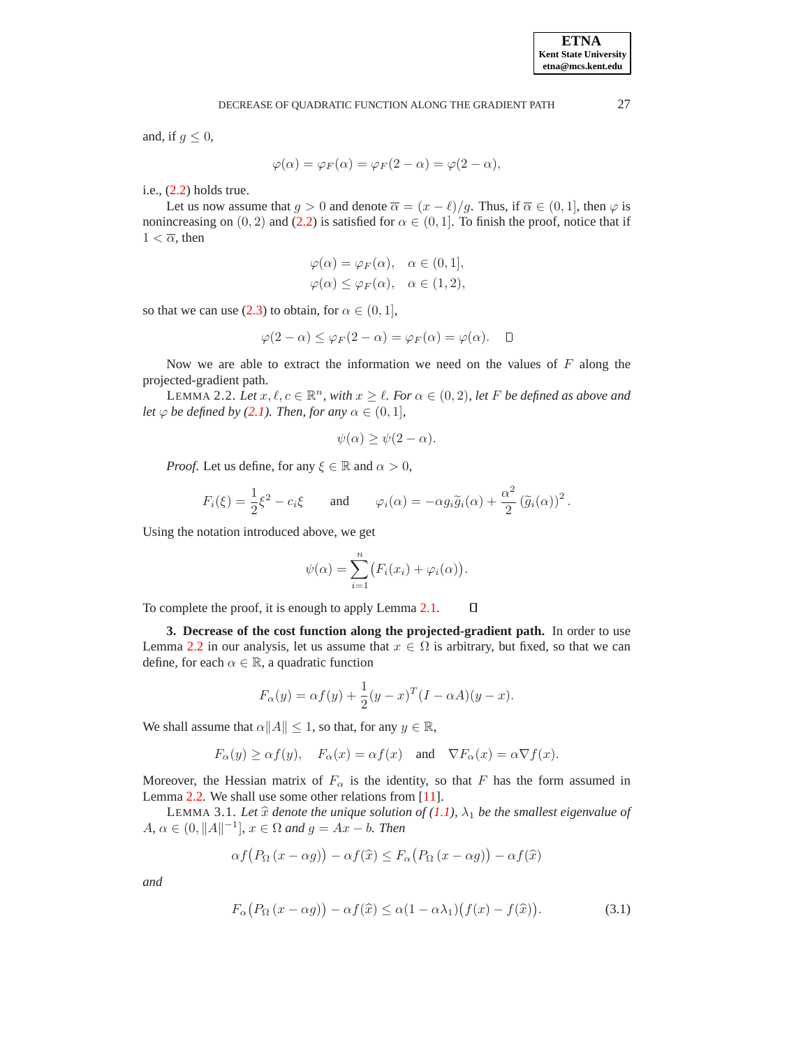and, if $g \le 0$,

$$\varphi(\alpha) = \varphi_F(\alpha) = \varphi_F(2-\alpha) = \varphi(2-\alpha),$$

i.e., (2.2) holds true.

Let us now assume that $g > 0$ and denote $\overline{\alpha} = (x - \ell)/g$. Thus, if $\overline{\alpha} \in (0,1]$, then $\varphi$ is nonincreasing on $(0,2)$ and (2.2) is satisfied for $\alpha \in (0,1]$. To finish the proof, notice that if $1 < \overline{\alpha}$, then

$$\varphi(\alpha) = \varphi_F(\alpha), \quad \alpha \in (0,1],$$
$$\varphi(\alpha) \le \varphi_F(\alpha), \quad \alpha \in (1,2),$$

so that we can use (2.3) to obtain, for $\alpha \in (0,1]$,

$$\varphi(2-\alpha) \le \varphi_F(2-\alpha) = \varphi_F(\alpha) = \varphi(\alpha). \quad \square$$

Now we are able to extract the information we need on the values of $F$ along the projected-gradient path.

LEMMA 2.2. *Let $x, \ell, c \in \mathbb{R}^n$, with $x \ge \ell$. For $\alpha \in (0,2)$, let $F$ be defined as above and let $\varphi$ be defined by (2.1). Then, for any $\alpha \in (0,1]$,*

$$\psi(\alpha) \ge \psi(2-\alpha).$$

*Proof.* Let us define, for any $\xi \in \mathbb{R}$ and $\alpha > 0$,

$$F_i(\xi) = \frac{1}{2}\xi^2 - c_i\xi \qquad \text{and} \qquad \varphi_i(\alpha) = -\alpha g_i \widetilde{g}_i(\alpha) + \frac{\alpha^2}{2}\left(\widetilde{g}_i(\alpha)\right)^2.$$

Using the notation introduced above, we get

$$\psi(\alpha) = \sum_{i=1}^{n}\big(F_i(x_i) + \varphi_i(\alpha)\big).$$

To complete the proof, it is enough to apply Lemma 2.1. $\square$

**3. Decrease of the cost function along the projected-gradient path.** In order to use Lemma 2.2 in our analysis, let us assume that $x \in \Omega$ is arbitrary, but fixed, so that we can define, for each $\alpha \in \mathbb{R}$, a quadratic function

$$F_\alpha(y) = \alpha f(y) + \frac{1}{2}(y-x)^T(I - \alpha A)(y-x).$$

We shall assume that $\alpha\|A\| \le 1$, so that, for any $y \in \mathbb{R}$,

$$F_\alpha(y) \ge \alpha f(y), \quad F_\alpha(x) = \alpha f(x) \quad \text{and} \quad \nabla F_\alpha(x) = \alpha \nabla f(x).$$

Moreover, the Hessian matrix of $F_\alpha$ is the identity, so that $F$ has the form assumed in Lemma 2.2. We shall use some other relations from [11].

LEMMA 3.1. *Let $\widehat{x}$ denote the unique solution of (1.1), $\lambda_1$ be the smallest eigenvalue of $A$, $\alpha \in (0, \|A\|^{-1}]$, $x \in \Omega$ and $g = Ax - b$. Then*

$$\alpha f\big(P_\Omega(x - \alpha g)\big) - \alpha f(\widehat{x}) \le F_\alpha\big(P_\Omega(x-\alpha g)\big) - \alpha f(\widehat{x})$$

*and*

$$F_\alpha\big(P_\Omega(x-\alpha g)\big) - \alpha f(\widehat{x}) \le \alpha(1 - \alpha\lambda_1)\big(f(x) - f(\widehat{x})\big). \tag{3.1}$$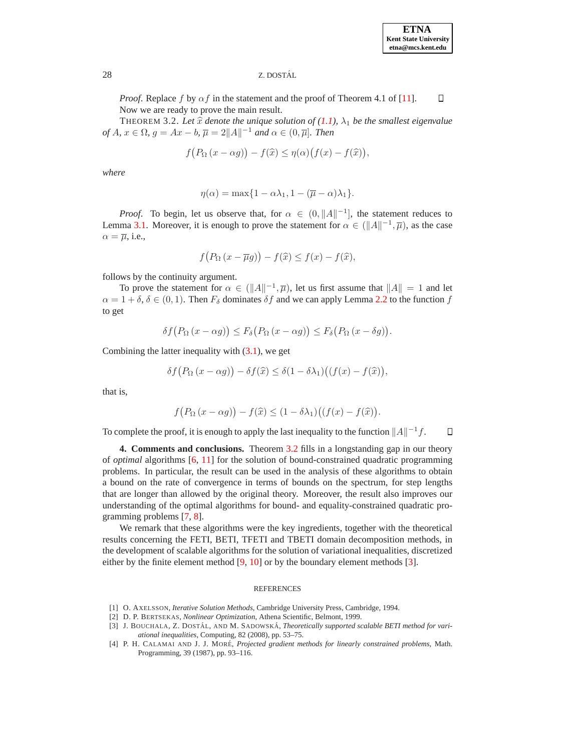*Proof.* Replace $f$ by $\alpha f$ in the statement and the proof of Theorem 4.1 of [11]. $\square$

Now we are ready to prove the main result.

THEOREM 3.2. *Let $\widehat{x}$ denote the unique solution of (1.1), $\lambda_1$ be the smallest eigenvalue of $A$, $x \in \Omega$, $g = Ax - b$, $\overline{\mu} = 2\|A\|^{-1}$ and $\alpha \in (0, \overline{\mu}]$. Then*

$$f\big(P_\Omega\,(x - \alpha g)\big) - f(\widehat{x}) \leq \eta(\alpha)\big(f(x) - f(\widehat{x})\big),$$

*where*

$$\eta(\alpha) = \max\{1 - \alpha\lambda_1, 1 - (\overline{\mu} - \alpha)\lambda_1\}.$$

*Proof.* To begin, let us observe that, for $\alpha \in (0, \|A\|^{-1}]$, the statement reduces to Lemma 3.1. Moreover, it is enough to prove the statement for $\alpha \in (\|A\|^{-1}, \overline{\mu})$, as the case $\alpha = \overline{\mu}$, i.e.,

$$f\big(P_\Omega\,(x - \overline{\mu} g)\big) - f(\widehat{x}) \leq f(x) - f(\widehat{x}),$$

follows by the continuity argument.

To prove the statement for $\alpha \in (\|A\|^{-1}, \overline{\mu})$, let us first assume that $\|A\| = 1$ and let $\alpha = 1 + \delta$, $\delta \in (0, 1)$. Then $F_\delta$ dominates $\delta f$ and we can apply Lemma 2.2 to the function $f$ to get

$$\delta f\big(P_\Omega\,(x - \alpha g)\big) \leq F_\delta\big(P_\Omega\,(x - \alpha g)\big) \leq F_\delta\big(P_\Omega\,(x - \delta g)\big).$$

Combining the latter inequality with (3.1), we get

$$\delta f\big(P_\Omega\,(x - \alpha g)\big) - \delta f(\widehat{x}) \leq \delta(1 - \delta\lambda_1)\big((f(x) - f(\widehat{x})\big),$$

that is,

$$f\big(P_\Omega\,(x - \alpha g)\big) - f(\widehat{x}) \leq (1 - \delta\lambda_1)\big((f(x) - f(\widehat{x})\big).$$

To complete the proof, it is enough to apply the last inequality to the function $\|A\|^{-1} f$. $\square$

**4. Comments and conclusions.** Theorem 3.2 fills in a longstanding gap in our theory of *optimal* algorithms [6, 11] for the solution of bound-constrained quadratic programming problems. In particular, the result can be used in the analysis of these algorithms to obtain a bound on the rate of convergence in terms of bounds on the spectrum, for step lengths that are longer than allowed by the original theory. Moreover, the result also improves our understanding of the optimal algorithms for bound- and equality-constrained quadratic programming problems [7, 8].

We remark that these algorithms were the key ingredients, together with the theoretical results concerning the FETI, BETI, TFETI and TBETI domain decomposition methods, in the development of scalable algorithms for the solution of variational inequalities, discretized either by the finite element method [9, 10] or by the boundary element methods [3].

## REFERENCES

[1] O. AXELSSON, *Iterative Solution Methods*, Cambridge University Press, Cambridge, 1994.

[2] D. P. BERTSEKAS, *Nonlinear Optimization*, Athena Scientific, Belmont, 1999.

[3] J. BOUCHALA, Z. DOSTÁL, AND M. SADOWSKÁ, *Theoretically supported scalable BETI method for variational inequalities*, Computing, 82 (2008), pp. 53–75.

[4] P. H. CALAMAI AND J. J. MORÉ, *Projected gradient methods for linearly constrained problems*, Math. Programming, 39 (1987), pp. 93–116.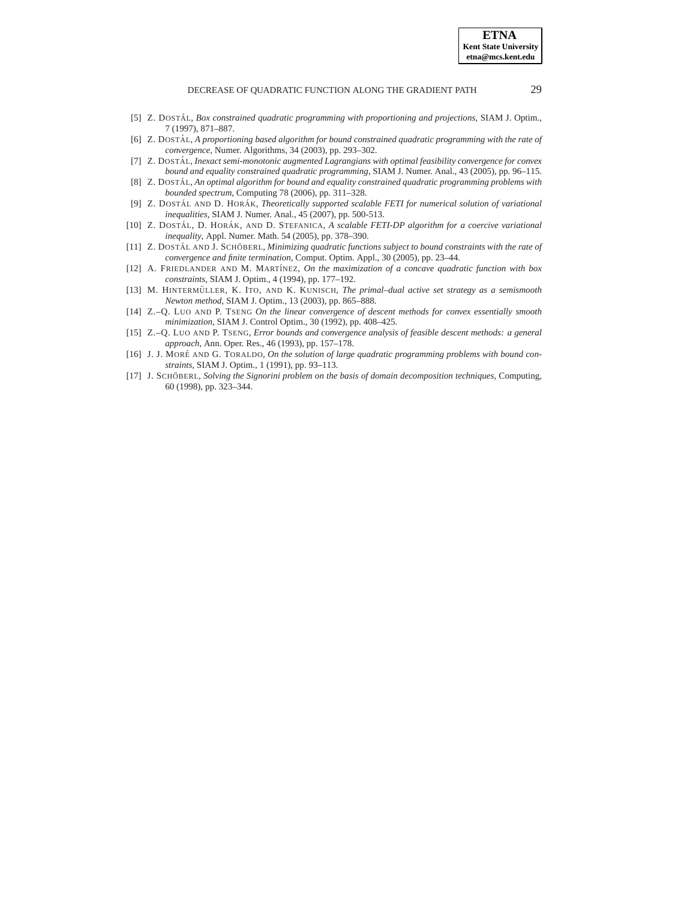[5] Z. DOSTÁL, *Box constrained quadratic programming with proportioning and projections*, SIAM J. Optim., 7 (1997), 871–887.

[6] Z. DOSTÁL, *A proportioning based algorithm for bound constrained quadratic programming with the rate of convergence*, Numer. Algorithms, 34 (2003), pp. 293–302.

[7] Z. DOSTÁL, *Inexact semi-monotonic augmented Lagrangians with optimal feasibility convergence for convex bound and equality constrained quadratic programming*, SIAM J. Numer. Anal., 43 (2005), pp. 96–115.

[8] Z. DOSTÁL, *An optimal algorithm for bound and equality constrained quadratic programming problems with bounded spectrum*, Computing 78 (2006), pp. 311–328.

[9] Z. DOSTÁL AND D. HORÁK, *Theoretically supported scalable FETI for numerical solution of variational inequalities*, SIAM J. Numer. Anal., 45 (2007), pp. 500-513.

[10] Z. DOSTÁL, D. HORÁK, AND D. STEFANICA, *A scalable FETI-DP algorithm for a coercive variational inequality*, Appl. Numer. Math. 54 (2005), pp. 378–390.

[11] Z. DOSTÁL AND J. SCHÖBERL, *Minimizing quadratic functions subject to bound constraints with the rate of convergence and finite termination*, Comput. Optim. Appl., 30 (2005), pp. 23–44.

[12] A. FRIEDLANDER AND M. MARTÍNEZ, *On the maximization of a concave quadratic function with box constraints*, SIAM J. Optim., 4 (1994), pp. 177–192.

[13] M. HINTERMÜLLER, K. ITO, AND K. KUNISCH, *The primal–dual active set strategy as a semismooth Newton method*, SIAM J. Optim., 13 (2003), pp. 865–888.

[14] Z.–Q. LUO AND P. TSENG *On the linear convergence of descent methods for convex essentially smooth minimization*, SIAM J. Control Optim., 30 (1992), pp. 408–425.

[15] Z.–Q. LUO AND P. TSENG, *Error bounds and convergence analysis of feasible descent methods: a general approach*, Ann. Oper. Res., 46 (1993), pp. 157–178.

[16] J. J. MORÉ AND G. TORALDO, *On the solution of large quadratic programming problems with bound constraints*, SIAM J. Optim., 1 (1991), pp. 93–113.

[17] J. SCHÖBERL, *Solving the Signorini problem on the basis of domain decomposition techniques*, Computing, 60 (1998), pp. 323–344.